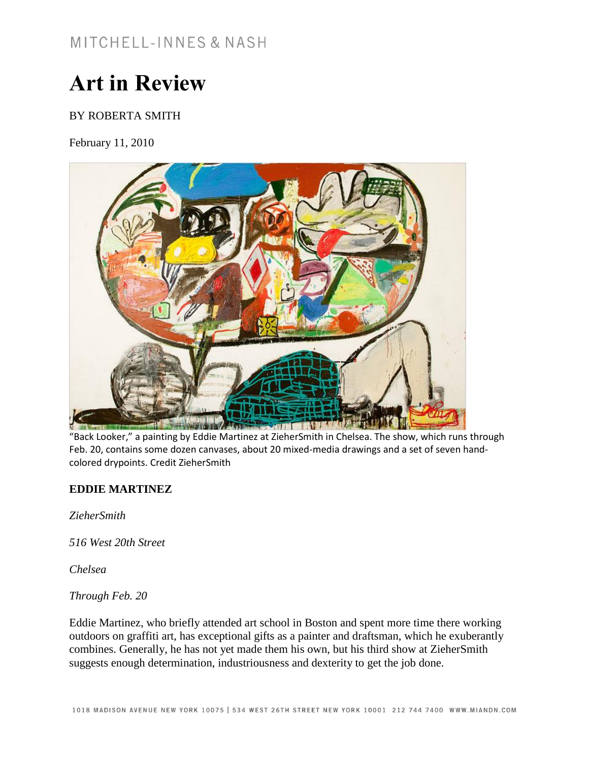MITCHELL-INNES & NASH

# Art in Review

BY ROBERTA SMITH

February 11, 2010

"Back Looker," a painting by Eddie Martinez at ZieherSmith in Chelsea. The show, which runs through Feb. 20, contains some dozen canvases, about 20 mixed-media drawings and a set of seven hand-colored drypoints. Credit ZieherSmith

**EDDIE MARTINEZ**

*ZieherSmith*

*516 West 20th Street*

*Chelsea*

*Through Feb. 20*

Eddie Martinez, who briefly attended art school in Boston and spent more time there working outdoors on graffiti art, has exceptional gifts as a painter and draftsman, which he exuberantly combines. Generally, he has not yet made them his own, but his third show at ZieherSmith suggests enough determination, industriousness and dexterity to get the job done.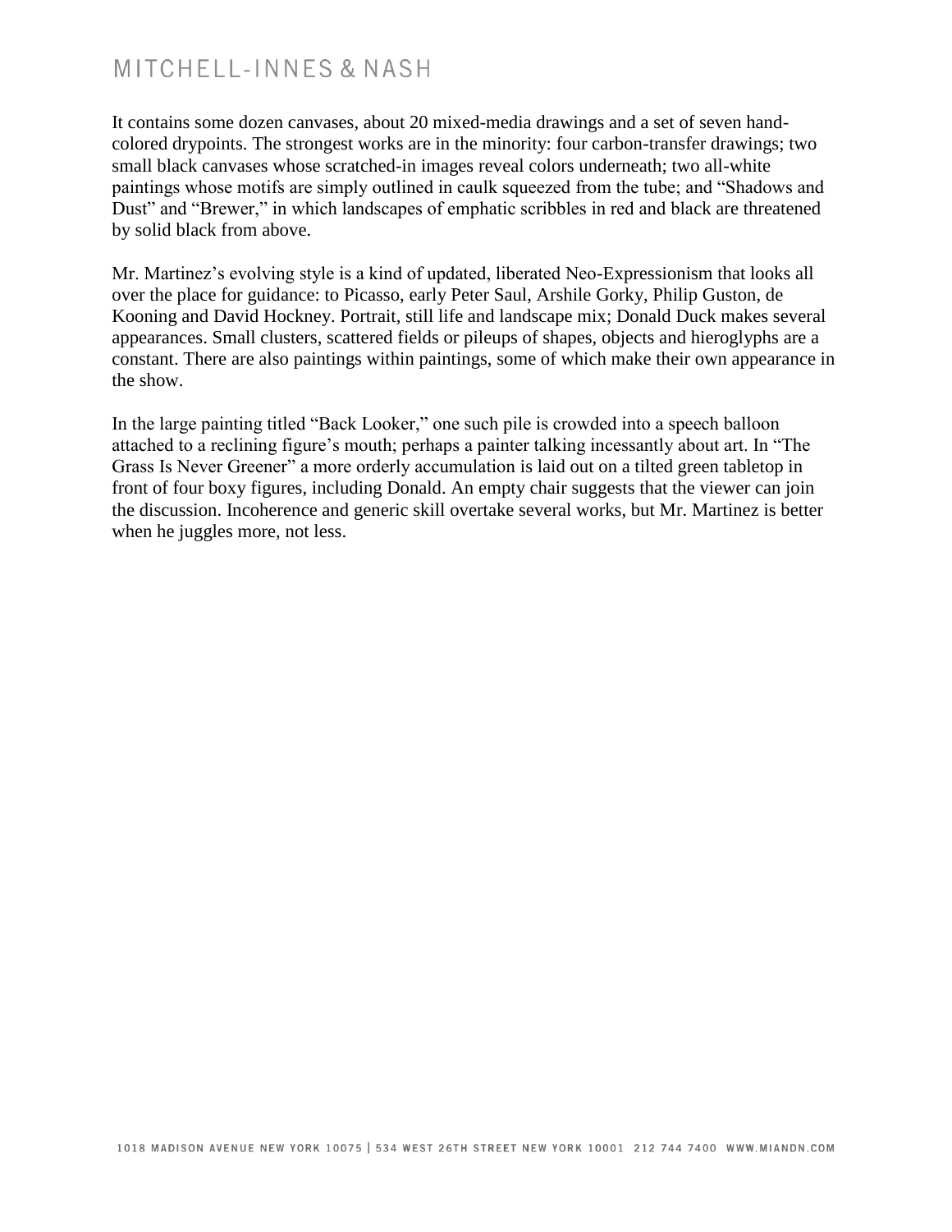It contains some dozen canvases, about 20 mixed-media drawings and a set of seven hand-colored drypoints. The strongest works are in the minority: four carbon-transfer drawings; two small black canvases whose scratched-in images reveal colors underneath; two all-white paintings whose motifs are simply outlined in caulk squeezed from the tube; and “Shadows and Dust” and “Brewer,” in which landscapes of emphatic scribbles in red and black are threatened by solid black from above.

Mr. Martinez’s evolving style is a kind of updated, liberated Neo-Expressionism that looks all over the place for guidance: to Picasso, early Peter Saul, Arshile Gorky, Philip Guston, de Kooning and David Hockney. Portrait, still life and landscape mix; Donald Duck makes several appearances. Small clusters, scattered fields or pileups of shapes, objects and hieroglyphs are a constant. There are also paintings within paintings, some of which make their own appearance in the show.

In the large painting titled “Back Looker,” one such pile is crowded into a speech balloon attached to a reclining figure’s mouth; perhaps a painter talking incessantly about art. In “The Grass Is Never Greener” a more orderly accumulation is laid out on a tilted green tabletop in front of four boxy figures, including Donald. An empty chair suggests that the viewer can join the discussion. Incoherence and generic skill overtake several works, but Mr. Martinez is better when he juggles more, not less.